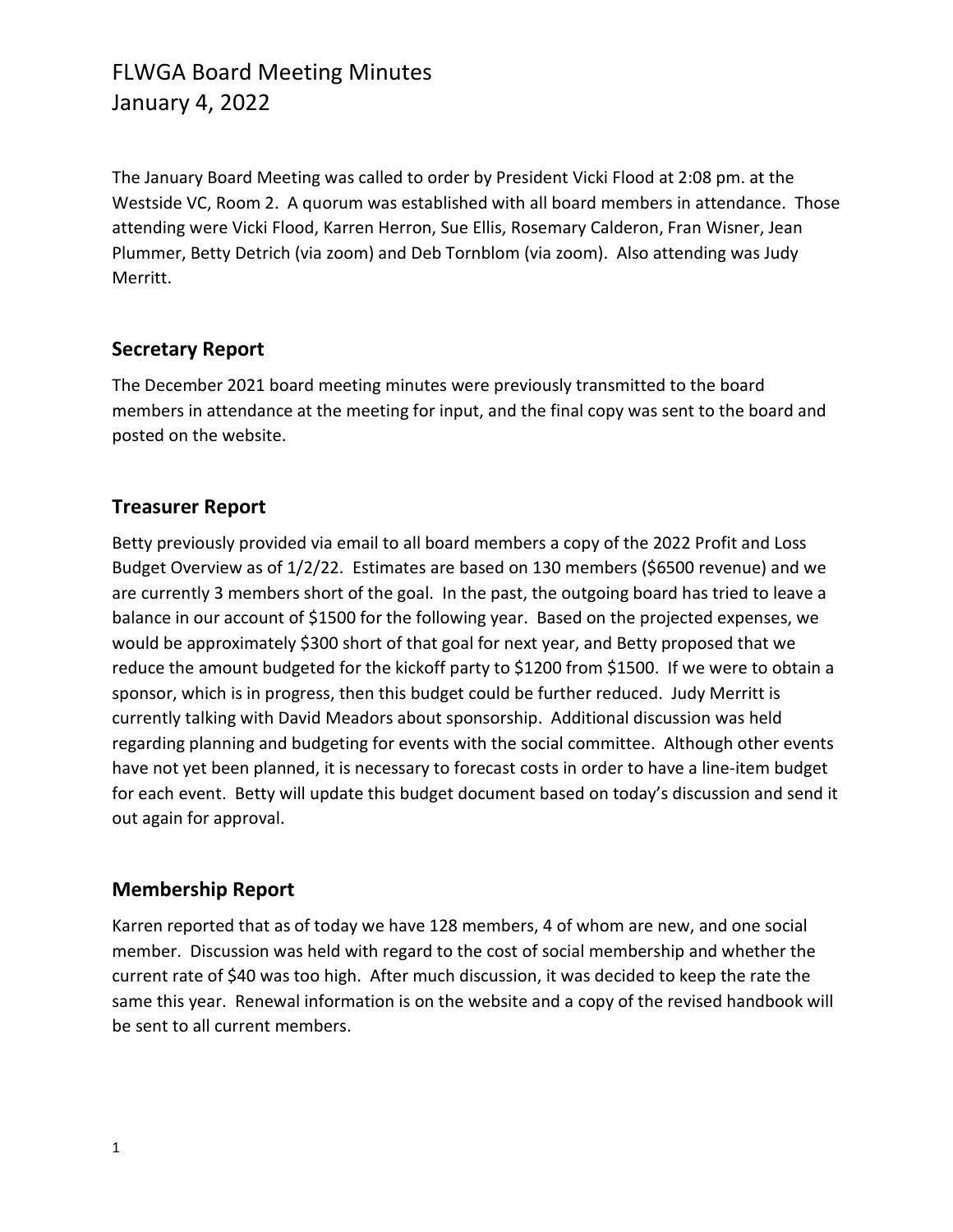# FLWGA Board Meeting Minutes
# January 4, 2022

The January Board Meeting was called to order by President Vicki Flood at 2:08 pm. at the Westside VC, Room 2. A quorum was established with all board members in attendance. Those attending were Vicki Flood, Karren Herron, Sue Ellis, Rosemary Calderon, Fran Wisner, Jean Plummer, Betty Detrich (via zoom) and Deb Tornblom (via zoom). Also attending was Judy Merritt.

## Secretary Report

The December 2021 board meeting minutes were previously transmitted to the board members in attendance at the meeting for input, and the final copy was sent to the board and posted on the website.

## Treasurer Report

Betty previously provided via email to all board members a copy of the 2022 Profit and Loss Budget Overview as of 1/2/22. Estimates are based on 130 members ($6500 revenue) and we are currently 3 members short of the goal. In the past, the outgoing board has tried to leave a balance in our account of $1500 for the following year. Based on the projected expenses, we would be approximately $300 short of that goal for next year, and Betty proposed that we reduce the amount budgeted for the kickoff party to $1200 from $1500. If we were to obtain a sponsor, which is in progress, then this budget could be further reduced. Judy Merritt is currently talking with David Meadors about sponsorship. Additional discussion was held regarding planning and budgeting for events with the social committee. Although other events have not yet been planned, it is necessary to forecast costs in order to have a line-item budget for each event. Betty will update this budget document based on today's discussion and send it out again for approval.

## Membership Report

Karren reported that as of today we have 128 members, 4 of whom are new, and one social member. Discussion was held with regard to the cost of social membership and whether the current rate of $40 was too high. After much discussion, it was decided to keep the rate the same this year. Renewal information is on the website and a copy of the revised handbook will be sent to all current members.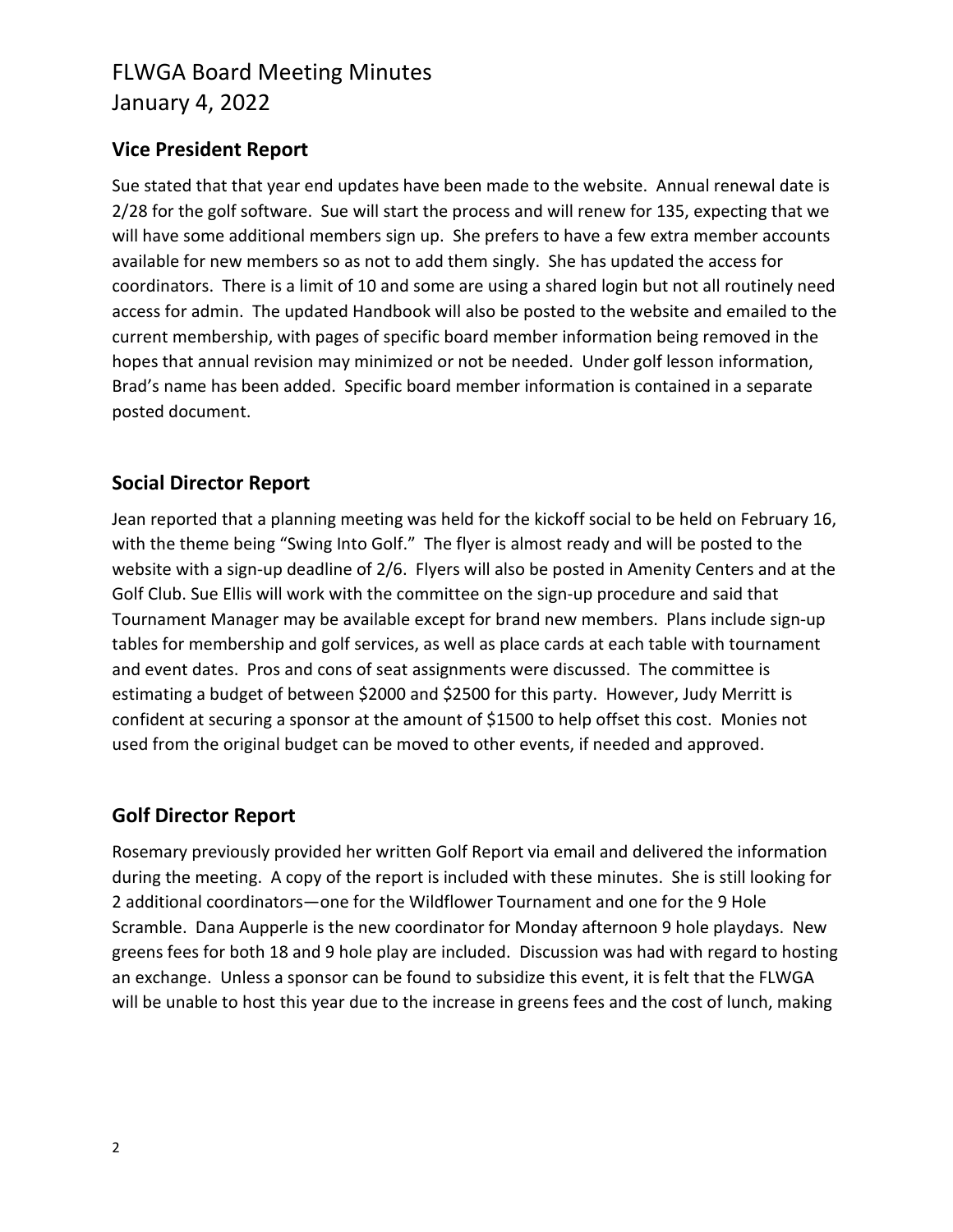## Vice President Report

Sue stated that that year end updates have been made to the website. Annual renewal date is 2/28 for the golf software. Sue will start the process and will renew for 135, expecting that we will have some additional members sign up. She prefers to have a few extra member accounts available for new members so as not to add them singly. She has updated the access for coordinators. There is a limit of 10 and some are using a shared login but not all routinely need access for admin. The updated Handbook will also be posted to the website and emailed to the current membership, with pages of specific board member information being removed in the hopes that annual revision may minimized or not be needed. Under golf lesson information, Brad's name has been added. Specific board member information is contained in a separate posted document.

## Social Director Report

Jean reported that a planning meeting was held for the kickoff social to be held on February 16, with the theme being "Swing Into Golf." The flyer is almost ready and will be posted to the website with a sign-up deadline of 2/6. Flyers will also be posted in Amenity Centers and at the Golf Club. Sue Ellis will work with the committee on the sign-up procedure and said that Tournament Manager may be available except for brand new members. Plans include sign-up tables for membership and golf services, as well as place cards at each table with tournament and event dates. Pros and cons of seat assignments were discussed. The committee is estimating a budget of between $2000 and $2500 for this party. However, Judy Merritt is confident at securing a sponsor at the amount of $1500 to help offset this cost. Monies not used from the original budget can be moved to other events, if needed and approved.

## Golf Director Report

Rosemary previously provided her written Golf Report via email and delivered the information during the meeting. A copy of the report is included with these minutes. She is still looking for 2 additional coordinators—one for the Wildflower Tournament and one for the 9 Hole Scramble. Dana Aupperle is the new coordinator for Monday afternoon 9 hole playdays. New greens fees for both 18 and 9 hole play are included. Discussion was had with regard to hosting an exchange. Unless a sponsor can be found to subsidize this event, it is felt that the FLWGA will be unable to host this year due to the increase in greens fees and the cost of lunch, making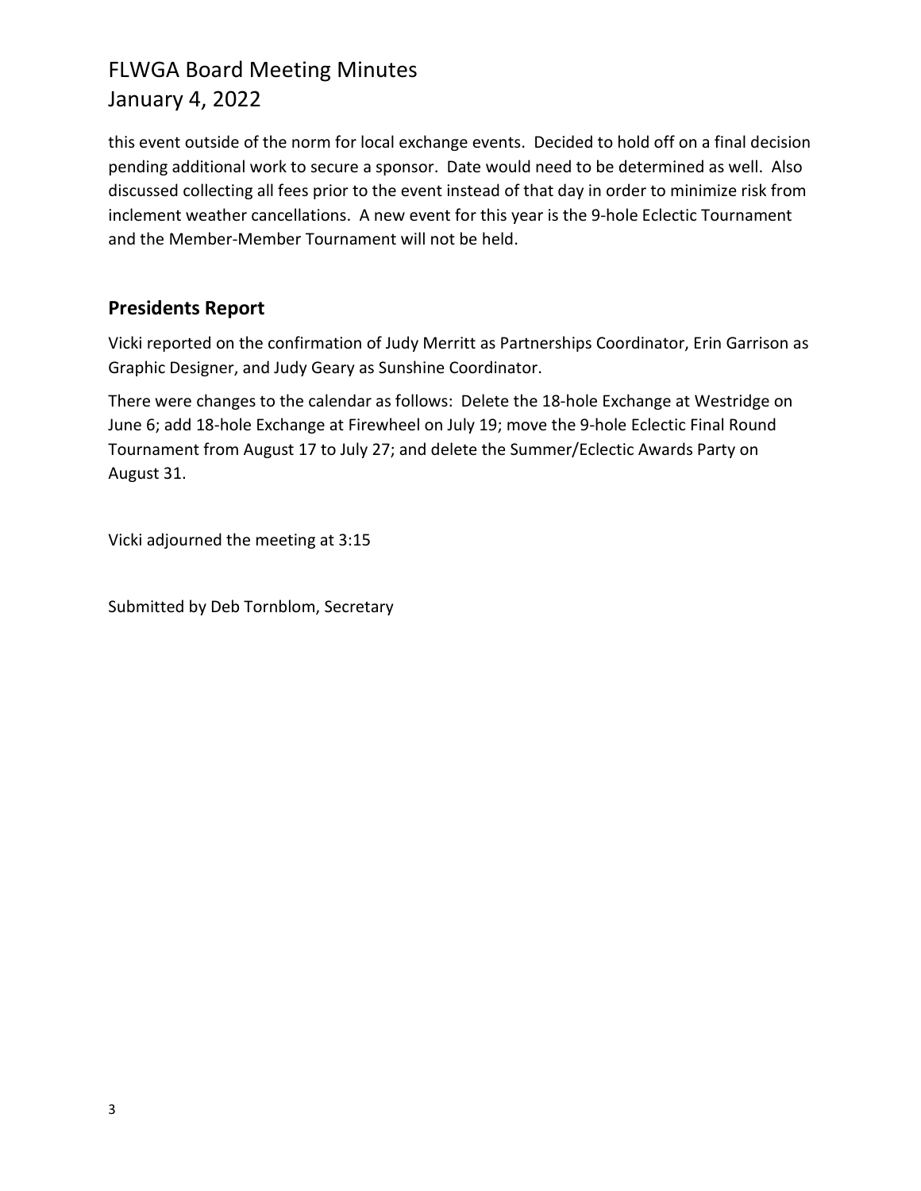this event outside of the norm for local exchange events. Decided to hold off on a final decision pending additional work to secure a sponsor. Date would need to be determined as well. Also discussed collecting all fees prior to the event instead of that day in order to minimize risk from inclement weather cancellations. A new event for this year is the 9-hole Eclectic Tournament and the Member-Member Tournament will not be held.

## Presidents Report

Vicki reported on the confirmation of Judy Merritt as Partnerships Coordinator, Erin Garrison as Graphic Designer, and Judy Geary as Sunshine Coordinator.

There were changes to the calendar as follows: Delete the 18-hole Exchange at Westridge on June 6; add 18-hole Exchange at Firewheel on July 19; move the 9-hole Eclectic Final Round Tournament from August 17 to July 27; and delete the Summer/Eclectic Awards Party on August 31.

Vicki adjourned the meeting at 3:15

Submitted by Deb Tornblom, Secretary